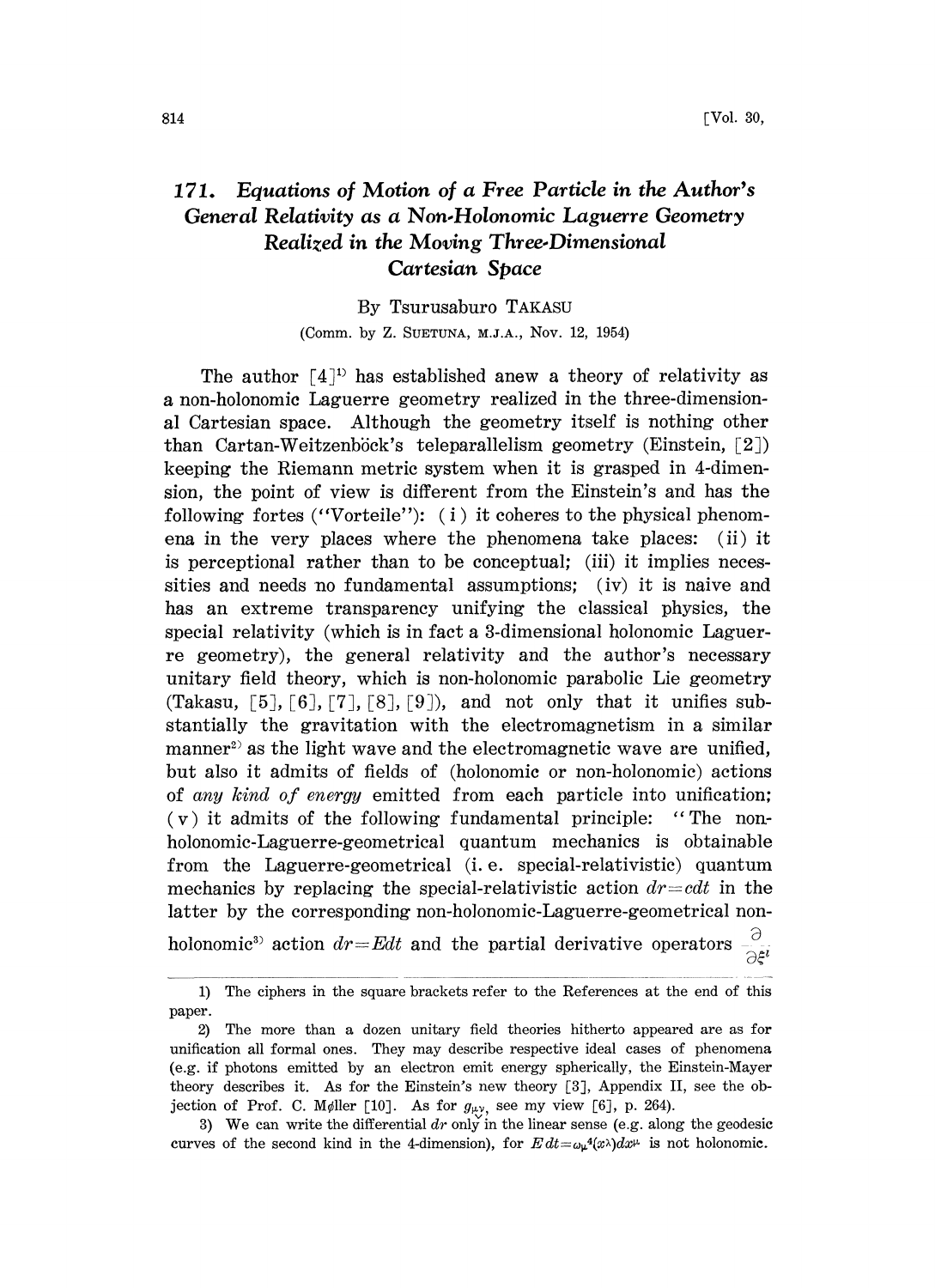# 171. *Equations of Motion of a Free Particle in the Author's General Relativity as a Non-Holonomic Laguerre Geometry Realized in the Moving Three-Dimensional Cartesian Space*

By Tsurusaburo TAKASU

(Comm. by Z. SUETUNA, M.J.A., Nov. 12, 1954)

The author [4][1] has established anew a theory of relativity as a non-holonomic Laguerre geometry realized in the three-dimensional Cartesian space. Although the geometry itself is nothing other than Cartan-Weitzenböck's teleparallelism geometry (Einstein, [2]) keeping the Riemann metric system when it is grasped in 4-dimension, the point of view is different from the Einstein's and has the following fortes ("Vorteile"): (i) it coheres to the physical phenomena in the very places where the phenomena take places: (ii) it is perceptional rather than to be conceptual; (iii) it implies necessities and needs no fundamental assumptions; (iv) it is naive and has an extreme transparency unifying the classical physics, the special relativity (which is in fact a 3-dimensional holonomic Laguerre geometry), the general relativity and the author's necessary unitary field theory, which is non-holonomic parabolic Lie geometry (Takasu, [5], [6], [7], [8], [9]), and not only that it unifies substantially the gravitation with the electromagnetism in a similar manner[2] as the light wave and the electromagnetic wave are unified, but also it admits of fields of (holonomic or non-holonomic) actions of *any kind of energy* emitted from each particle into unification; (v) it admits of the following fundamental principle: "The non-holonomic-Laguerre-geometrical quantum mechanics is obtainable from the Laguerre-geometrical (i.e. special-relativistic) quantum mechanics by replacing the special-relativistic action $dr=cdt$ in the latter by the corresponding non-holonomic-Laguerre-geometrical non-holonomic[3] action $dr=Edt$ and the partial derivative operators $\frac{\partial}{\partial \xi^i}$

---

1) The ciphers in the square brackets refer to the References at the end of this paper.

2) The more than a dozen unitary field theories hitherto appeared are as for unification all formal ones. They may describe respective ideal cases of phenomena (e.g. if photons emitted by an electron emit energy spherically, the Einstein-Mayer theory describes it. As for the Einstein's new theory [3], Appendix II, see the objection of Prof. C. Møller [10]. As for $g_{\underset{\vee}{\mu\nu}}$, see my view [6], p. 264).

3) We can write the differential $\check{dr}$ only in the linear sense (e.g. along the geodesic curves of the second kind in the 4-dimension), for $Edt=\omega_\mu{}^4(x^\lambda)dx^\mu$ is not holonomic.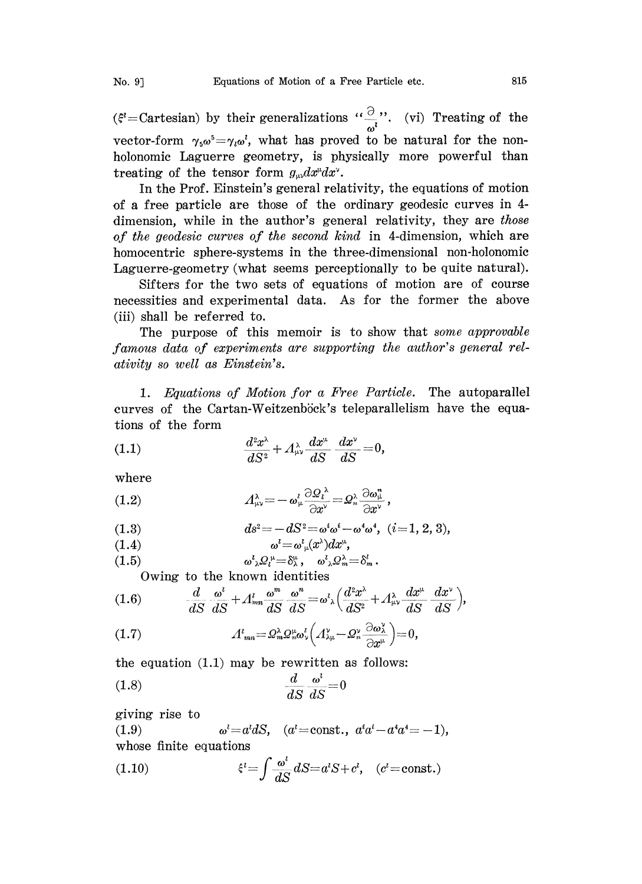($\xi^l$=Cartesian) by their generalizations "$\frac{\partial}{\omega^l}$". (vi) Treating of the vector-form $\gamma_5\omega^5=\gamma_l\omega^l$, what has proved to be natural for the non-holonomic Laguerre geometry, is physically more powerful than treating of the tensor form $g_{\mu\nu}dx^\mu dx^\nu$.

In the Prof. Einstein's general relativity, the equations of motion of a free particle are those of the ordinary geodesic curves in 4-dimension, while in the author's general relativity, they are *those of the geodesic curves of the second kind* in 4-dimension, which are homocentric sphere-systems in the three-dimensional non-holonomic Laguerre-geometry (what seems perceptionally to be quite natural).

Sifters for the two sets of equations of motion are of course necessities and experimental data. As for the former the above (iii) shall be referred to.

The purpose of this memoir is to show that *some approvable famous data of experiments are supporting the author's general relativity so well as Einstein's.*

1. *Equations of Motion for a Free Particle.* The autoparallel curves of the Cartan-Weitzenböck's teleparallelism have the equations of the form

$$\frac{d^2x^\lambda}{dS^2}+\Lambda^\lambda_{\mu\nu}\frac{dx^\mu}{dS}\frac{dx^\nu}{dS}=0, \tag{1.1}$$

where

$$\Lambda^\lambda_{\mu\nu}=-\omega^l_\mu\frac{\partial\Omega_l^{\ \lambda}}{\partial x^\nu}=\Omega^\lambda_n\frac{\partial\omega^n_\mu}{\partial x^\nu}, \tag{1.2}$$

$$ds^2=-dS^2=\omega^i\omega^i-\omega^4\omega^4,\quad (i=1,2,3), \tag{1.3}$$

$$\omega^l=\omega^l_{\ \mu}(x^\lambda)dx^\mu, \tag{1.4}$$

$$\omega^l_{\ \lambda}\Omega_l^{\ \mu}=\delta^\mu_\lambda,\quad \omega^l_{\ \lambda}\Omega^\lambda_m=\delta^l_m. \tag{1.5}$$

Owing to the known identities

$$\frac{d}{dS}\frac{\omega^l}{dS}+\Lambda^l_{mn}\frac{\omega^m}{dS}\frac{\omega^n}{dS}=\omega^l_{\ \lambda}\left(\frac{d^2x^\lambda}{dS^2}+\Lambda^\lambda_{\mu\nu}\frac{dx^\mu}{dS}\frac{dx^\nu}{dS}\right), \tag{1.6}$$

$$\Lambda^l_{\ mn}=\Omega^\lambda_m\Omega^\mu_n\omega^l_\nu\left(\Lambda^\nu_{\lambda\mu}-\Omega^\nu_n\frac{\partial\omega^\nu_\lambda}{\partial x^\mu}\right)=0, \tag{1.7}$$

the equation (1.1) may be rewritten as follows:

$$\frac{d}{dS}\frac{\omega^l}{dS}=0 \tag{1.8}$$

giving rise to

$$\omega^l=a^l dS,\quad (a^l=\text{const.},\ a^ia^i-a^4a^4=-1), \tag{1.9}$$

whose finite equations

$$\xi^l=\int\frac{\omega^l}{dS}dS=a^lS+c^l,\quad (c^l=\text{const.}) \tag{1.10}$$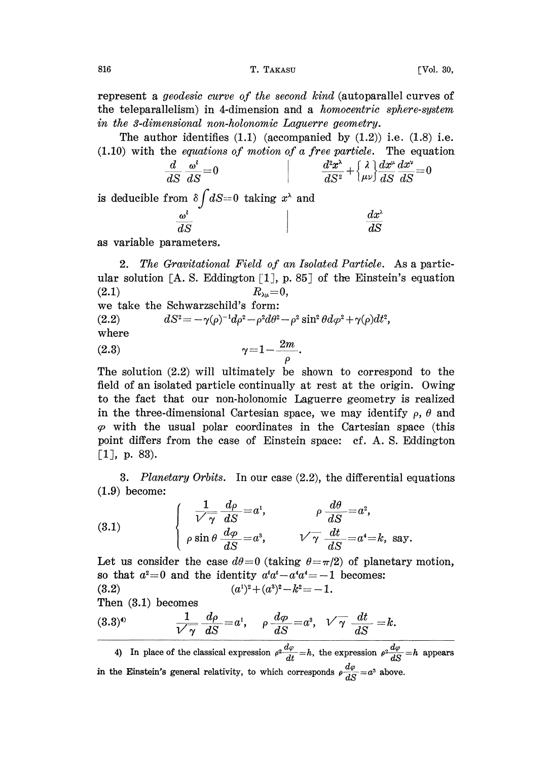represent a *geodesic curve of the second kind* (autoparallel curves of the teleparallelism) in 4-dimension and a *homocentric sphere-system in the 3-dimensional non-holonomic Laguerre geometry*.

The author identifies (1.1) (accompanied by (1.2)) i.e. (1.8) i.e. (1.10) with the *equations of motion of a free particle*. The equation

$$\frac{d}{dS}\frac{\omega^l}{dS}=0 \qquad \Bigg| \qquad \frac{d^2x^\lambda}{dS^2}+\left\{ {\lambda \atop \mu\nu} \right\}\frac{dx^\mu}{dS}\frac{dx^\nu}{dS}=0$$

is deducible from $\delta\int dS=0$ taking $x^\lambda$ and

$$\frac{\omega^l}{dS} \qquad \Bigg| \qquad \frac{dx^\lambda}{dS}$$

as variable parameters.

2. *The Gravitational Field of an Isolated Particle.* As a particular solution [A. S. Eddington [1], p. 85] of the Einstein's equation

$$R_{\lambda\mu}=0, \tag{2.1}$$

we take the Schwarzschild's form:

$$dS^2=-\gamma(\rho)^{-1}d\rho^2-\rho^2d\theta^2-\rho^2\sin^2\theta d\varphi^2+\gamma(\rho)dt^2, \tag{2.2}$$

where

$$\gamma=1-\frac{2m}{\rho}. \tag{2.3}$$

The solution (2.2) will ultimately be shown to correspond to the field of an isolated particle continually at rest at the origin. Owing to the fact that our non-holonomic Laguerre geometry is realized in the three-dimensional Cartesian space, we may identify $\rho$, $\theta$ and $\varphi$ with the usual polar coordinates in the Cartesian space (this point differs from the case of Einstein space: cf. A. S. Eddington [1], p. 83).

3. *Planetary Orbits.* In our case (2.2), the differential equations (1.9) become:

$$\left\{\begin{array}{ll} \dfrac{1}{\sqrt{\gamma}}\dfrac{d\rho}{dS}=a^1, & \rho\dfrac{d\theta}{dS}=a^2, \\ \rho\sin\theta\dfrac{d\varphi}{dS}=a^3, & \sqrt{\gamma}\dfrac{dt}{dS}=a^4=k, \text{ say.} \end{array}\right. \tag{3.1}$$

Let us consider the case $d\theta=0$ (taking $\theta=\pi/2$) of planetary motion, so that $a^2=0$ and the identity $a^ta^t-a^4a^4=-1$ becomes:

$$(a^1)^2+(a^3)^2-k^2=-1. \tag{3.2}$$

Then (3.1) becomes

$$\frac{1}{\sqrt{\gamma}}\frac{d\rho}{dS}=a^1, \quad \rho\frac{d\varphi}{dS}=a^3, \quad \sqrt{\gamma}\frac{dt}{dS}=k. \tag{3.3}$$ [4]

4) In place of the classical expression $\rho^2\frac{d\varphi}{dt}=h$, the expression $\rho^2\frac{d\varphi}{dS}=h$ appears in the Einstein's general relativity, to which corresponds $\rho\frac{d\varphi}{dS}=a^3$ above.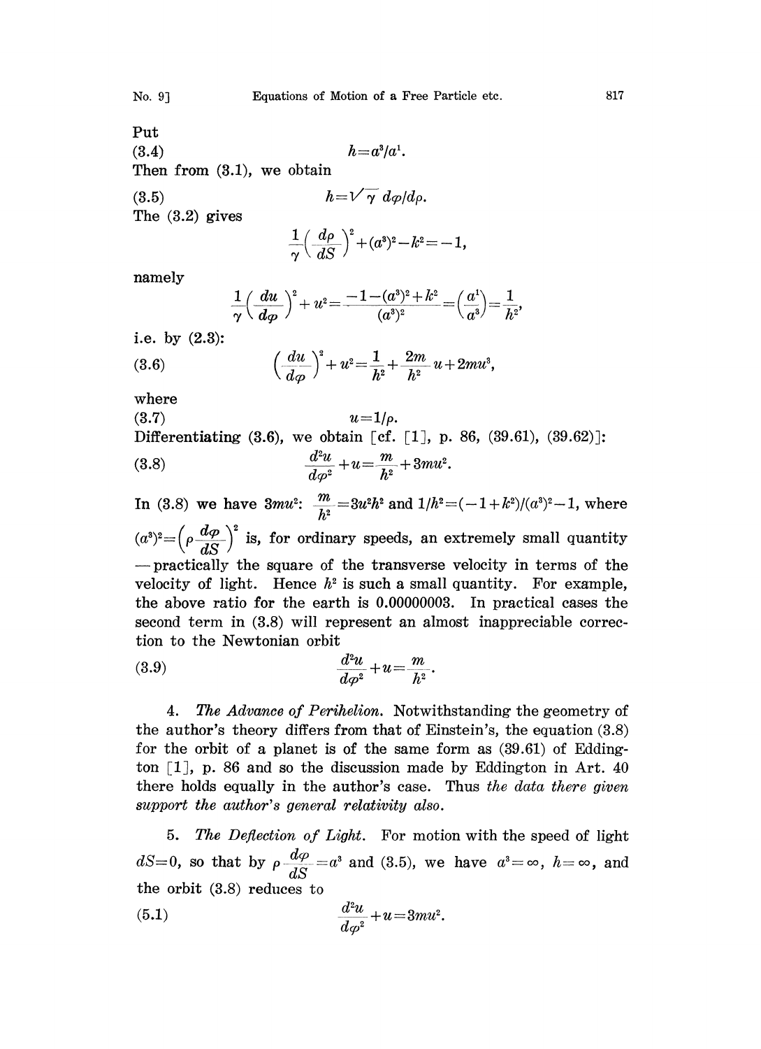Put

$$h = a^3/a^1. \tag{3.4}$$

Then from (3.1), we obtain

$$h = \sqrt{\gamma}\, d\varphi/d\rho. \tag{3.5}$$

The (3.2) gives

$$\frac{1}{\gamma}\left(\frac{d\rho}{dS}\right)^2 + (a^3)^2 - k^2 = -1,$$

namely

$$\frac{1}{\gamma}\left(\frac{du}{d\varphi}\right)^2 + u^2 = \frac{-1-(a^3)^2+k^2}{(a^3)^2} = \left(\frac{a^1}{a^3}\right) = \frac{1}{h^2},$$

i.e. by (2.3):

$$\left(\frac{du}{d\varphi}\right)^2 + u^2 = \frac{1}{h^2} + \frac{2m}{h^2}u + 2mu^3, \tag{3.6}$$

where

$$u = 1/\rho. \tag{3.7}$$

Differentiating (3.6), we obtain [cf. [1], p. 86, (39.61), (39.62)]:

$$\frac{d^2u}{d\varphi^2} + u = \frac{m}{h^2} + 3mu^2. \tag{3.8}$$

In (3.8) we have $3mu^2$: $\frac{m}{h^2} = 3u^2h^2$ and $1/h^2 = (-1+k^2)/(a^3)^2 - 1$, where $(a^3)^2 = \left(\rho\frac{d\varphi}{dS}\right)^2$ is, for ordinary speeds, an extremely small quantity —practically the square of the transverse velocity in terms of the velocity of light. Hence $h^2$ is such a small quantity. For example, the above ratio for the earth is 0.00000003. In practical cases the second term in (3.8) will represent an almost inappreciable correction to the Newtonian orbit

$$\frac{d^2u}{d\varphi^2} + u = \frac{m}{h^2}. \tag{3.9}$$

4. *The Advance of Perihelion.* Notwithstanding the geometry of the author's theory differs from that of Einstein's, the equation (3.8) for the orbit of a planet is of the same form as (39.61) of Eddington [1], p. 86 and so the discussion made by Eddington in Art. 40 there holds equally in the author's case. Thus *the data there given support the author's general relativity also.*

5. *The Deflection of Light.* For motion with the speed of light $dS=0$, so that by $\rho\frac{d\varphi}{dS} = a^3$ and (3.5), we have $a^3 = \infty$, $h = \infty$, and the orbit (3.8) reduces to

$$\frac{d^2u}{d\varphi^2} + u = 3mu^2. \tag{5.1}$$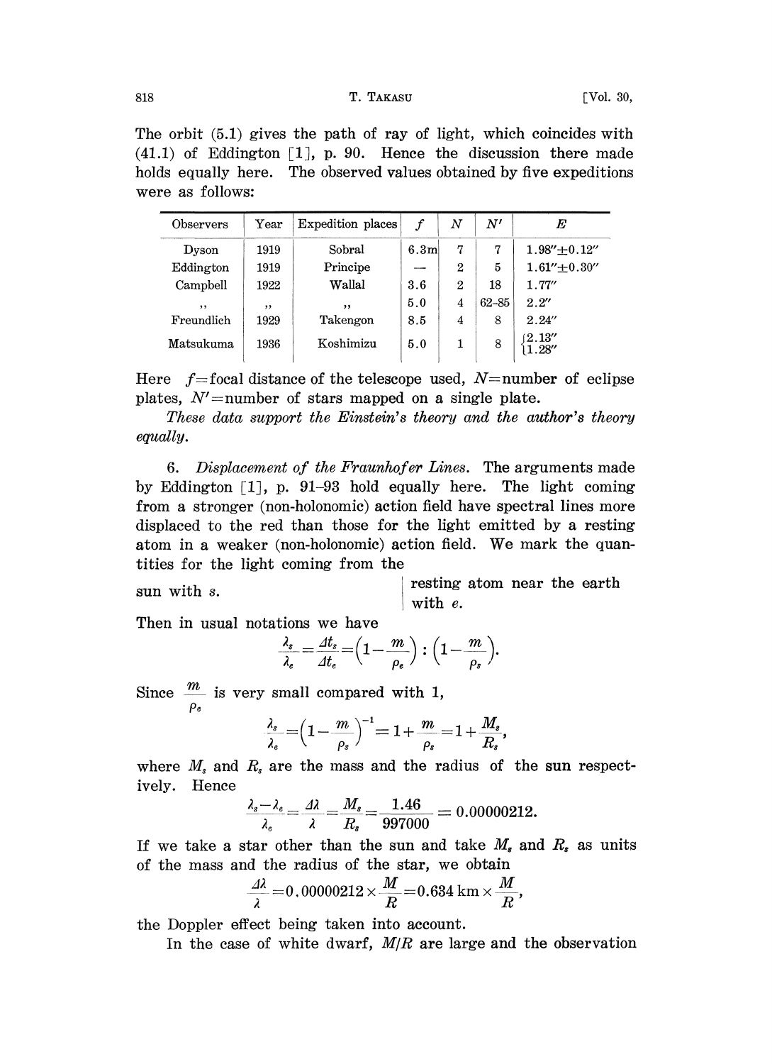The orbit (5.1) gives the path of ray of light, which coincides with (41.1) of Eddington [1], p. 90. Hence the discussion there made holds equally here. The observed values obtained by five expeditions were as follows:

| Observers | Year | Expedition places | $f$ | $N$ | $N'$ | $E$ |
|---|---|---|---|---|---|---|
| Dyson | 1919 | Sobral | 6.3m | 7 | 7 | $1.98'' \pm 0.12''$ |
| Eddington | 1919 | Principe | — | 2 | 5 | $1.61'' \pm 0.30''$ |
| Campbell | 1922 | Wallal | 3.6 | 2 | 18 | $1.77''$ |
| ,, | ,, | ,, | 5.0 | 4 | 62–85 | $2.2''$ |
| Freundlich | 1929 | Takengon | 8.5 | 4 | 8 | $2.24''$ |
| Matsukuma | 1936 | Koshimizu | 5.0 | 1 | 8 | $\begin{cases} 2.13'' \\ 1.28'' \end{cases}$ |

Here $f$ = focal distance of the telescope used, $N$ = number of eclipse plates, $N'$ = number of stars mapped on a single plate.

*These data support the Einstein's theory and the author's theory equally.*

6. *Displacement of the Fraunhofer Lines.* The arguments made by Eddington [1], p. 91–93 hold equally here. The light coming from a stronger (non-holonomic) action field have spectral lines more displaced to the red than those for the light emitted by a resting atom in a weaker (non-holonomic) action field. We mark the quantities for the light coming from the

sun with $s$. | resting atom near the earth with $e$.

Then in usual notations we have

$$\frac{\lambda_s}{\lambda_e} = \frac{\Delta t_s}{\Delta t_e} = \left(1 - \frac{m}{\rho_e}\right) : \left(1 - \frac{m}{\rho_s}\right).$$

Since $\frac{m}{\rho_e}$ is very small compared with 1,

$$\frac{\lambda_s}{\lambda_e} = \left(1 - \frac{m}{\rho_s}\right)^{-1} = 1 + \frac{m}{\rho_s} = 1 + \frac{M_s}{R_s},$$

where $M_s$ and $R_s$ are the mass and the radius of the sun respectively. Hence

$$\frac{\lambda_s - \lambda_e}{\lambda_e} = \frac{\Delta\lambda}{\lambda} = \frac{M_s}{R_s} = \frac{1.46}{997000} = 0.00000212.$$

If we take a star other than the sun and take $M_s$ and $R_s$ as units of the mass and the radius of the star, we obtain

$$\frac{\Delta\lambda}{\lambda} = 0.00000212 \times \frac{M}{R} = 0.634 \text{ km} \times \frac{M}{R},$$

the Doppler effect being taken into account.

In the case of white dwarf, $M/R$ are large and the observation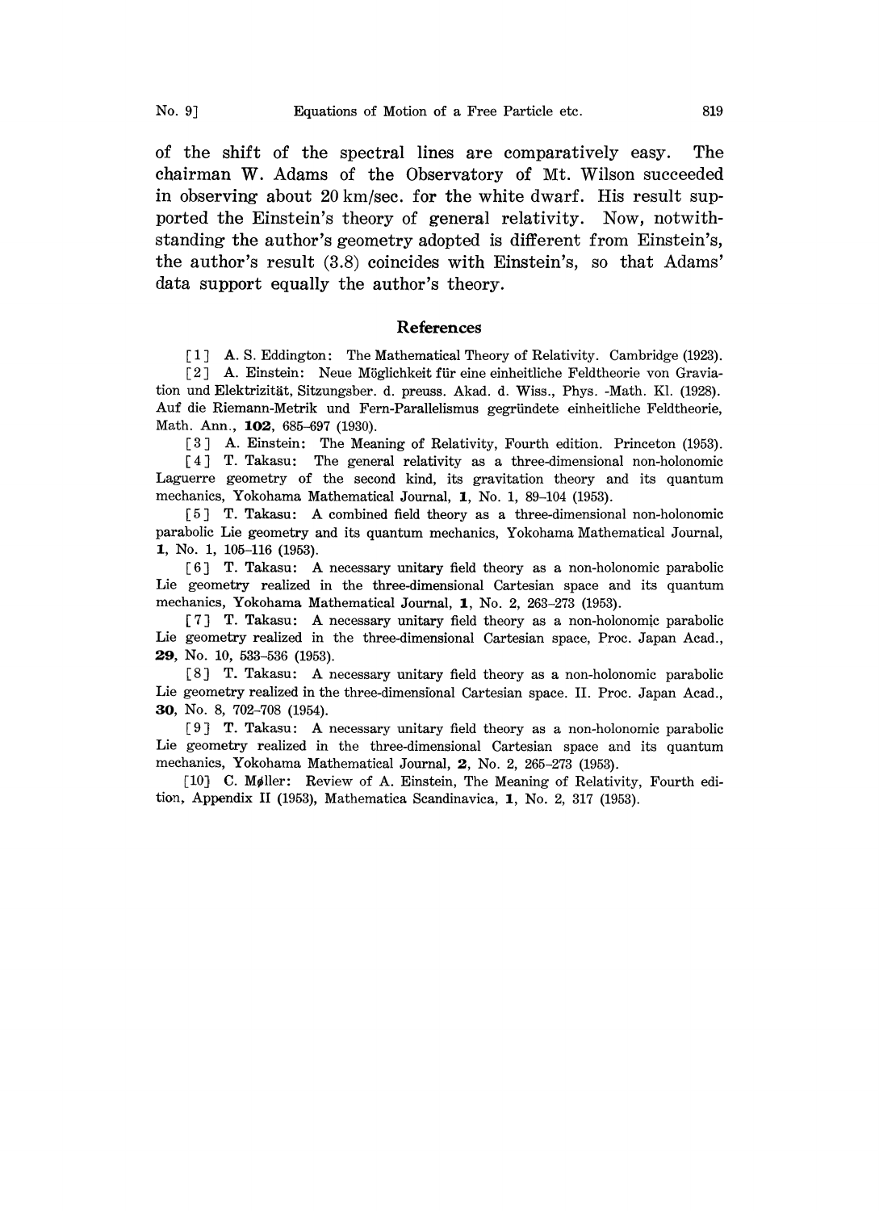of the shift of the spectral lines are comparatively easy. The chairman W. Adams of the Observatory of Mt. Wilson succeeded in observing about 20 km/sec. for the white dwarf. His result supported the Einstein's theory of general relativity. Now, notwithstanding the author's geometry adopted is different from Einstein's, the author's result (3.8) coincides with Einstein's, so that Adams' data support equally the author's theory.

## References

[1] A. S. Eddington: The Mathematical Theory of Relativity. Cambridge (1923).

[2] A. Einstein: Neue Möglichkeit für eine einheitliche Feldtheorie von Graviation und Elektrizität, Sitzungsber. d. preuss. Akad. d. Wiss., Phys. -Math. Kl. (1928). Auf die Riemann-Metrik und Fern-Parallelismus gegründete einheitliche Feldtheorie, Math. Ann., **102**, 685–697 (1930).

[3] A. Einstein: The Meaning of Relativity, Fourth edition. Princeton (1953).

[4] T. Takasu: The general relativity as a three-dimensional non-holonomic Laguerre geometry of the second kind, its gravitation theory and its quantum mechanics, Yokohama Mathematical Journal, **1**, No. 1, 89–104 (1953).

[5] T. Takasu: A combined field theory as a three-dimensional non-holonomic parabolic Lie geometry and its quantum mechanics, Yokohama Mathematical Journal, **1**, No. 1, 105–116 (1953).

[6] T. Takasu: A necessary unitary field theory as a non-holonomic parabolic Lie geometry realized in the three-dimensional Cartesian space and its quantum mechanics, Yokohama Mathematical Journal, **1**, No. 2, 263–273 (1953).

[7] T. Takasu: A necessary unitary field theory as a non-holonomic parabolic Lie geometry realized in the three-dimensional Cartesian space, Proc. Japan Acad., **29**, No. 10, 533–536 (1953).

[8] T. Takasu: A necessary unitary field theory as a non-holonomic parabolic Lie geometry realized in the three-dimensional Cartesian space. II. Proc. Japan Acad., **30**, No. 8, 702–708 (1954).

[9] T. Takasu: A necessary unitary field theory as a non-holonomic parabolic Lie geometry realized in the three-dimensional Cartesian space and its quantum mechanics, Yokohama Mathematical Journal, **2**, No. 2, 265–273 (1953).

[10] C. Møller: Review of A. Einstein, The Meaning of Relativity, Fourth edition, Appendix II (1953), Mathematica Scandinavica, **1**, No. 2, 317 (1953).